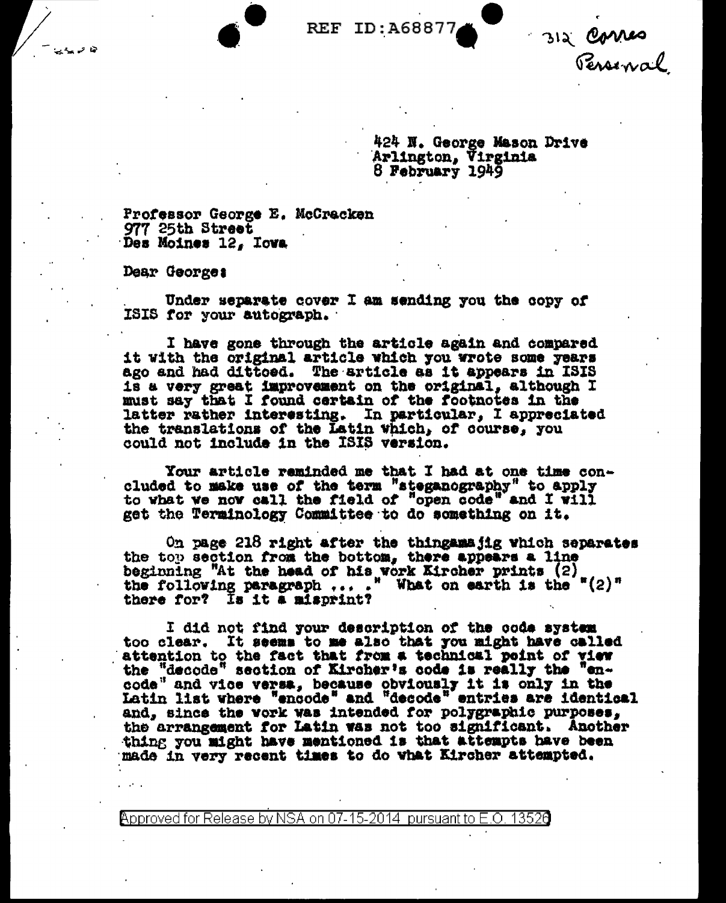REF ID:A68877

312 Corres
Personal

424 N. George Mason Drive
Arlington, Virginia
8 February 1949

Professor George E. McCracken
977 25th Street
Des Moines 12, Iowa

Dear George:

Under separate cover I am sending you the copy of ISIS for your autograph.

I have gone through the article again and compared it with the original article which you wrote some years ago and had dittoed. The article as it appears in ISIS is a very great improvement on the original, although I must say that I found certain of the footnotes in the latter rather interesting. In particular, I appreciated the translations of the Latin which, of course, you could not include in the ISIS version.

Your article reminded me that I had at one time concluded to make use of the term "steganography" to apply to what we now call the field of "open code" and I will get the Terminology Committee to do something on it.

On page 218 right after the thingamajig which separates the top section from the bottom, there appears a line beginning "At the head of his work Kircher prints (2) the following paragraph ... ." What on earth is the "(2)" there for? Is it a misprint?

I did not find your description of the code system too clear. It seems to me also that you might have called attention to the fact that from a technical point of view the "decode" section of Kircher's code is really the "encode" and vice versa, because obviously it is only in the Latin list where "encode" and "decode" entries are identical and, since the work was intended for polygraphic purposes, the arrangement for Latin was not too significant. Another thing you might have mentioned is that attempts have been made in very recent times to do what Kircher attempted.

Approved for Release by NSA on 07-15-2014 pursuant to E.O. 13526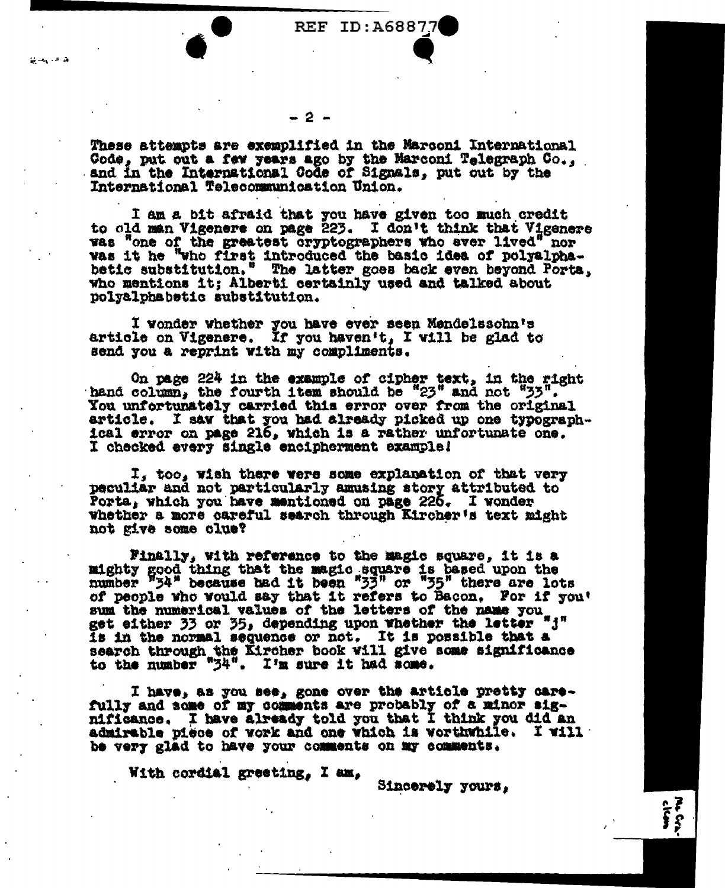These attempts are exemplified in the Marconi International Code, put out a few years ago by the Marconi Telegraph Co., and in the International Code of Signals, put out by the International Telecommunication Union.

I am a bit afraid that you have given too much credit to old man Vigenere on page 223. I don't think that Vigenere was "one of the greatest cryptographers who ever lived" nor was it he "who first introduced the basic idea of polyalphabetic substitution." The latter goes back even beyond Porta, who mentions it; Alberti certainly used and talked about polyalphabetic substitution.

I wonder whether you have ever seen Mendelssohn's article on Vigenere. If you haven't, I will be glad to send you a reprint with my compliments.

On page 224 in the example of cipher text, in the right hand column, the fourth item should be "23" and not "33". You unfortunately carried this error over from the original article. I saw that you had already picked up one typographical error on page 216, which is a rather unfortunate one. I checked every single encipherment example!

I, too, wish there were some explanation of that very peculiar and not particularly amusing story attributed to Porta, which you have mentioned on page 226. I wonder whether a more careful search through Kircher's text might not give some clue?

Finally, with reference to the magic square, it is a mighty good thing that the magic square is based upon the number "34" because had it been "33" or "35" there are lots of people who would say that it refers to Bacon. For if you' sum the numerical values of the letters of the name you get either 33 or 35, depending upon whether the letter "j" is in the normal sequence or not. It is possible that a search through the Kircher book will give some significance to the number "34". I'm sure it had some.

I have, as you see, gone over the article pretty carefully and some of my comments are probably of a minor significance. I have already told you that I think you did an admirable piece of work and one which is worthwhile. I will be very glad to have your comments on my comments.

With cordial greeting, I am,

Sincerely yours,